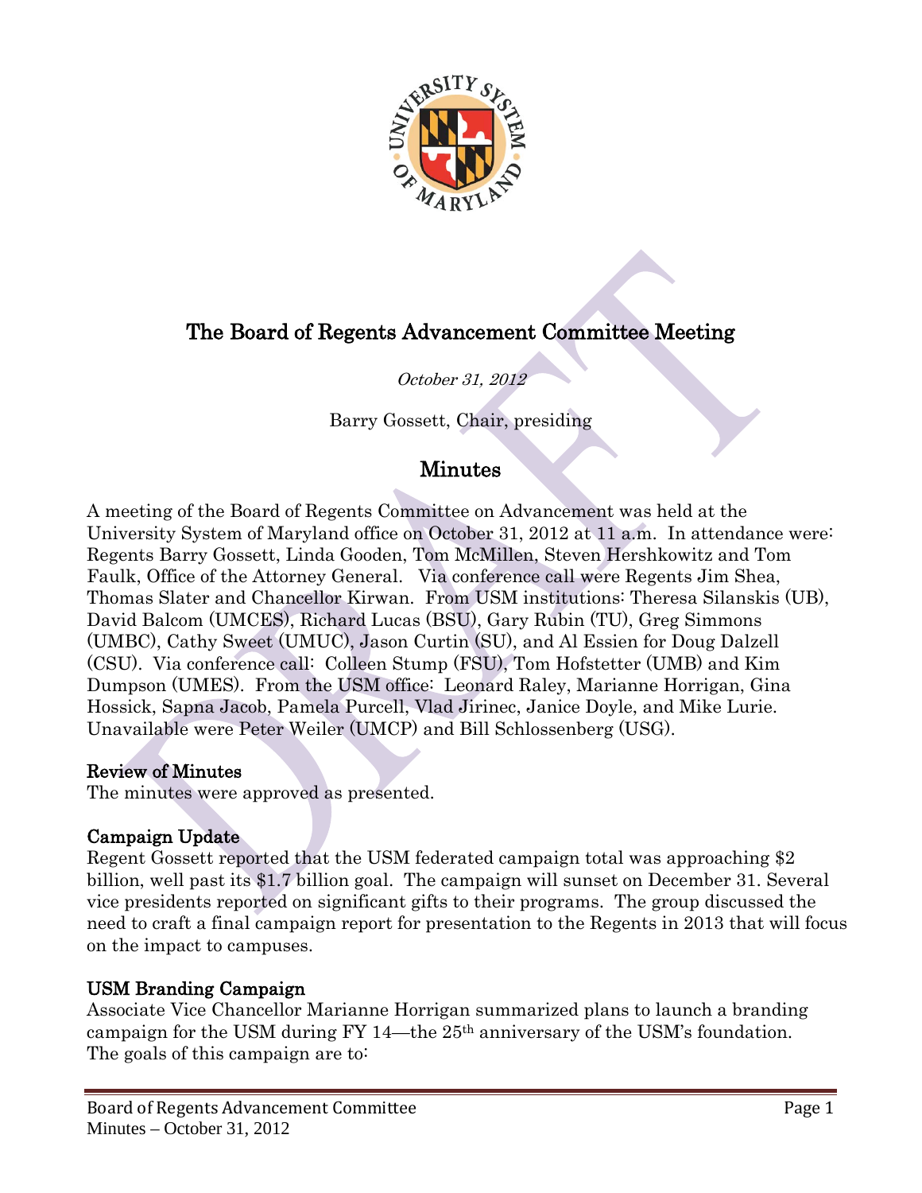# The Board of Regents Advancement Committee Meeting

*October 31, 2012*

Barry Gossett, Chair, presiding

## Minutes

A meeting of the Board of Regents Committee on Advancement was held at the University System of Maryland office on October 31, 2012 at 11 a.m. In attendance were: Regents Barry Gossett, Linda Gooden, Tom McMillen, Steven Hershkowitz and Tom Faulk, Office of the Attorney General. Via conference call were Regents Jim Shea, Thomas Slater and Chancellor Kirwan. From USM institutions: Theresa Silanskis (UB), David Balcom (UMCES), Richard Lucas (BSU), Gary Rubin (TU), Greg Simmons (UMBC), Cathy Sweet (UMUC), Jason Curtin (SU), and Al Essien for Doug Dalzell (CSU). Via conference call: Colleen Stump (FSU), Tom Hofstetter (UMB) and Kim Dumpson (UMES). From the USM office: Leonard Raley, Marianne Horrigan, Gina Hossick, Sapna Jacob, Pamela Purcell, Vlad Jirinec, Janice Doyle, and Mike Lurie. Unavailable were Peter Weiler (UMCP) and Bill Schlossenberg (USG).

**Review of Minutes**

The minutes were approved as presented.

**Campaign Update**

Regent Gossett reported that the USM federated campaign total was approaching $2 billion, well past its $1.7 billion goal. The campaign will sunset on December 31. Several vice presidents reported on significant gifts to their programs. The group discussed the need to craft a final campaign report for presentation to the Regents in 2013 that will focus on the impact to campuses.

**USM Branding Campaign**

Associate Vice Chancellor Marianne Horrigan summarized plans to launch a branding campaign for the USM during FY 14—the 25th anniversary of the USM's foundation. The goals of this campaign are to: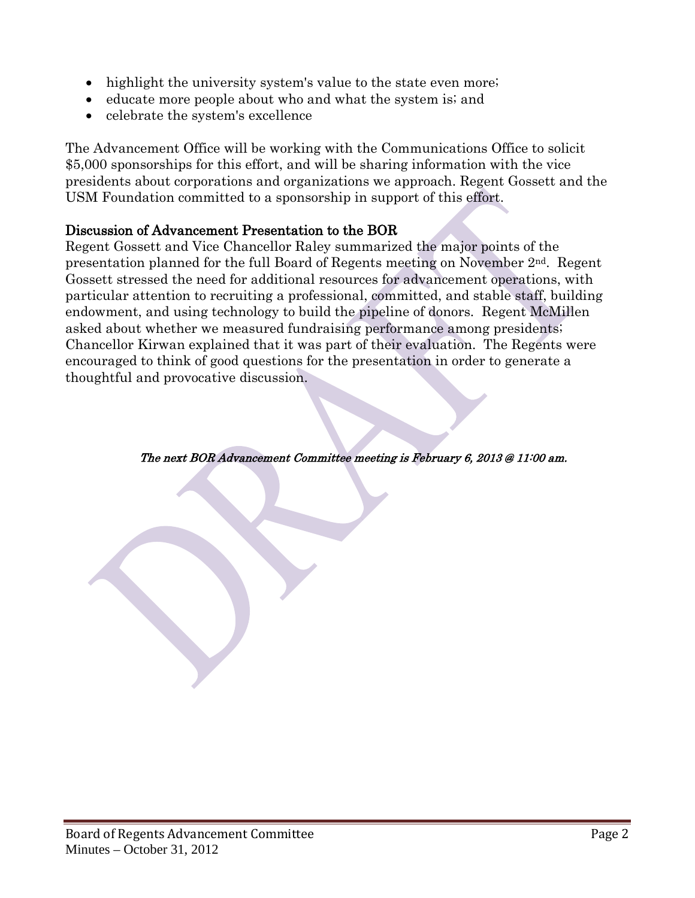- highlight the university system's value to the state even more;
- educate more people about who and what the system is; and
- celebrate the system's excellence

The Advancement Office will be working with the Communications Office to solicit $5,000 sponsorships for this effort, and will be sharing information with the vice presidents about corporations and organizations we approach. Regent Gossett and the USM Foundation committed to a sponsorship in support of this effort.

## Discussion of Advancement Presentation to the BOR

Regent Gossett and Vice Chancellor Raley summarized the major points of the presentation planned for the full Board of Regents meeting on November 2nd. Regent Gossett stressed the need for additional resources for advancement operations, with particular attention to recruiting a professional, committed, and stable staff, building endowment, and using technology to build the pipeline of donors. Regent McMillen asked about whether we measured fundraising performance among presidents; Chancellor Kirwan explained that it was part of their evaluation. The Regents were encouraged to think of good questions for the presentation in order to generate a thoughtful and provocative discussion.

*The next BOR Advancement Committee meeting is February 6, 2013 @ 11:00 am.*